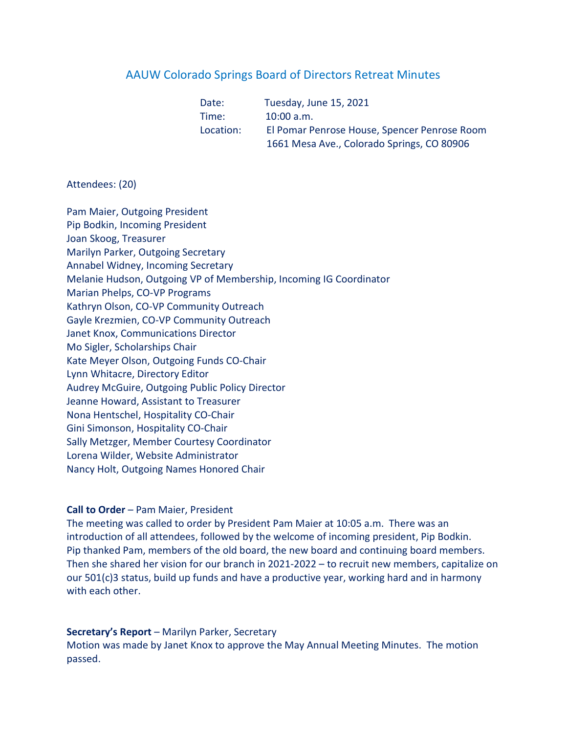# AAUW Colorado Springs Board of Directors Retreat Minutes

Date: Tuesday, June 15, 2021
Time: 10:00 a.m.
Location: El Pomar Penrose House, Spencer Penrose Room
1661 Mesa Ave., Colorado Springs, CO 80906

Attendees: (20)

Pam Maier, Outgoing President
Pip Bodkin, Incoming President
Joan Skoog, Treasurer
Marilyn Parker, Outgoing Secretary
Annabel Widney, Incoming Secretary
Melanie Hudson, Outgoing VP of Membership, Incoming IG Coordinator
Marian Phelps, CO-VP Programs
Kathryn Olson, CO-VP Community Outreach
Gayle Krezmien, CO-VP Community Outreach
Janet Knox, Communications Director
Mo Sigler, Scholarships Chair
Kate Meyer Olson, Outgoing Funds CO-Chair
Lynn Whitacre, Directory Editor
Audrey McGuire, Outgoing Public Policy Director
Jeanne Howard, Assistant to Treasurer
Nona Hentschel, Hospitality CO-Chair
Gini Simonson, Hospitality CO-Chair
Sally Metzger, Member Courtesy Coordinator
Lorena Wilder, Website Administrator
Nancy Holt, Outgoing Names Honored Chair

**Call to Order** – Pam Maier, President
The meeting was called to order by President Pam Maier at 10:05 a.m. There was an introduction of all attendees, followed by the welcome of incoming president, Pip Bodkin. Pip thanked Pam, members of the old board, the new board and continuing board members. Then she shared her vision for our branch in 2021-2022 – to recruit new members, capitalize on our 501(c)3 status, build up funds and have a productive year, working hard and in harmony with each other.

**Secretary's Report** – Marilyn Parker, Secretary
Motion was made by Janet Knox to approve the May Annual Meeting Minutes. The motion passed.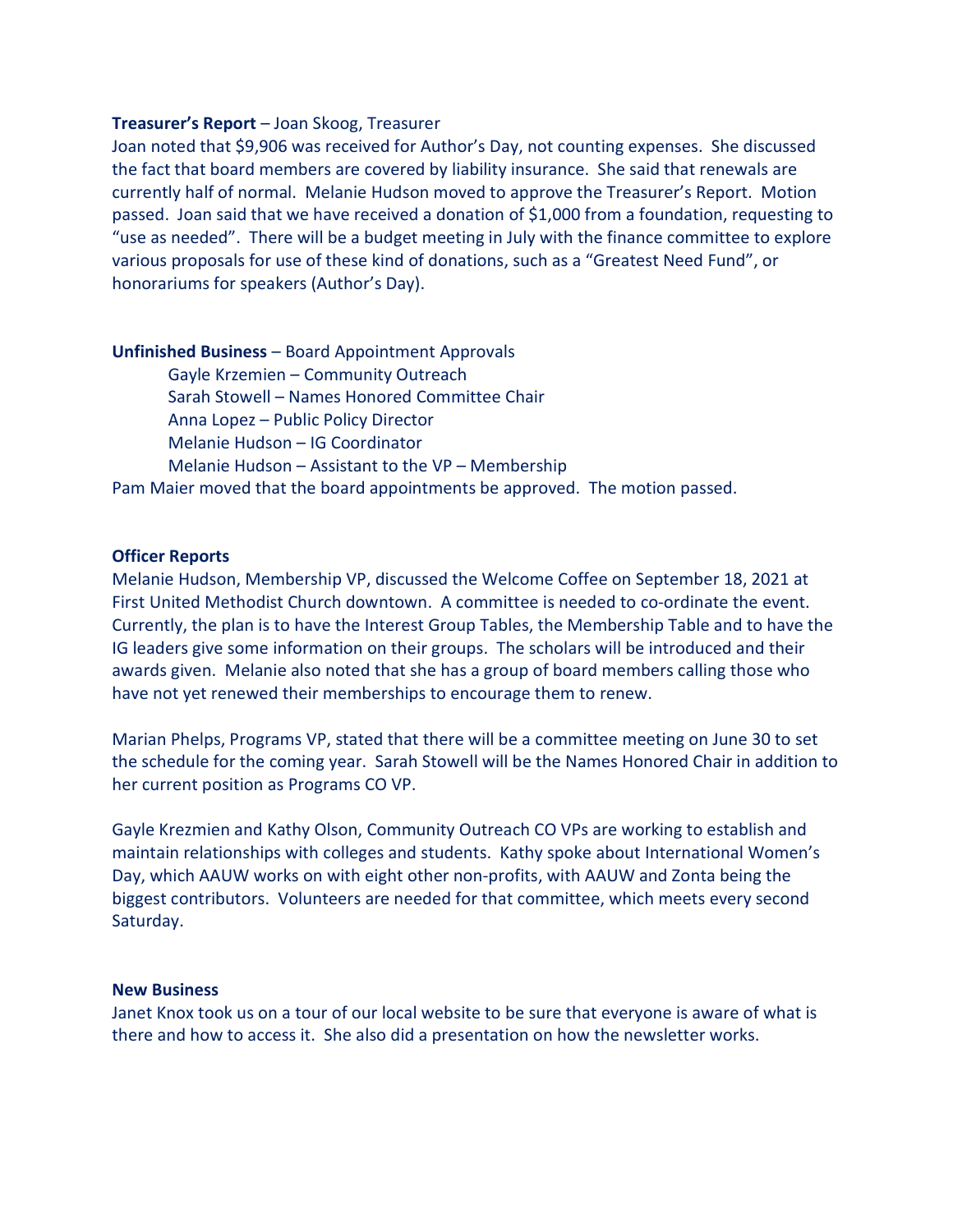**Treasurer's Report** – Joan Skoog, Treasurer

Joan noted that $9,906 was received for Author's Day, not counting expenses. She discussed the fact that board members are covered by liability insurance. She said that renewals are currently half of normal. Melanie Hudson moved to approve the Treasurer's Report. Motion passed. Joan said that we have received a donation of $1,000 from a foundation, requesting to "use as needed". There will be a budget meeting in July with the finance committee to explore various proposals for use of these kind of donations, such as a "Greatest Need Fund", or honorariums for speakers (Author's Day).

**Unfinished Business** – Board Appointment Approvals

Gayle Krzemien – Community Outreach
Sarah Stowell – Names Honored Committee Chair
Anna Lopez – Public Policy Director
Melanie Hudson – IG Coordinator
Melanie Hudson – Assistant to the VP – Membership

Pam Maier moved that the board appointments be approved. The motion passed.

**Officer Reports**

Melanie Hudson, Membership VP, discussed the Welcome Coffee on September 18, 2021 at First United Methodist Church downtown. A committee is needed to co-ordinate the event. Currently, the plan is to have the Interest Group Tables, the Membership Table and to have the IG leaders give some information on their groups. The scholars will be introduced and their awards given. Melanie also noted that she has a group of board members calling those who have not yet renewed their memberships to encourage them to renew.

Marian Phelps, Programs VP, stated that there will be a committee meeting on June 30 to set the schedule for the coming year. Sarah Stowell will be the Names Honored Chair in addition to her current position as Programs CO VP.

Gayle Krezmien and Kathy Olson, Community Outreach CO VPs are working to establish and maintain relationships with colleges and students. Kathy spoke about International Women's Day, which AAUW works on with eight other non-profits, with AAUW and Zonta being the biggest contributors. Volunteers are needed for that committee, which meets every second Saturday.

**New Business**

Janet Knox took us on a tour of our local website to be sure that everyone is aware of what is there and how to access it. She also did a presentation on how the newsletter works.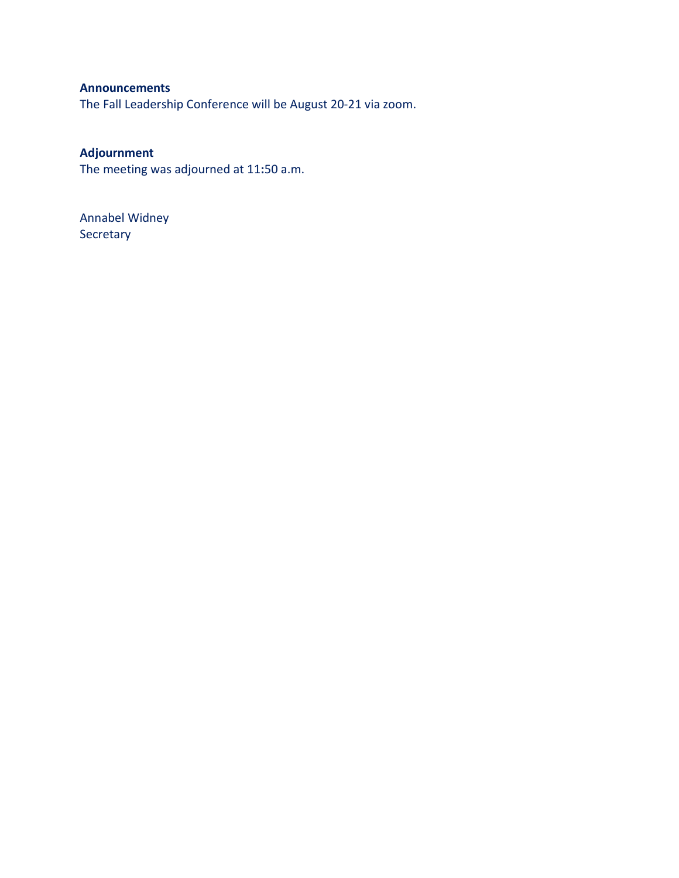**Announcements**

The Fall Leadership Conference will be August 20-21 via zoom.

**Adjournment**

The meeting was adjourned at 11:50 a.m.

Annabel Widney
Secretary